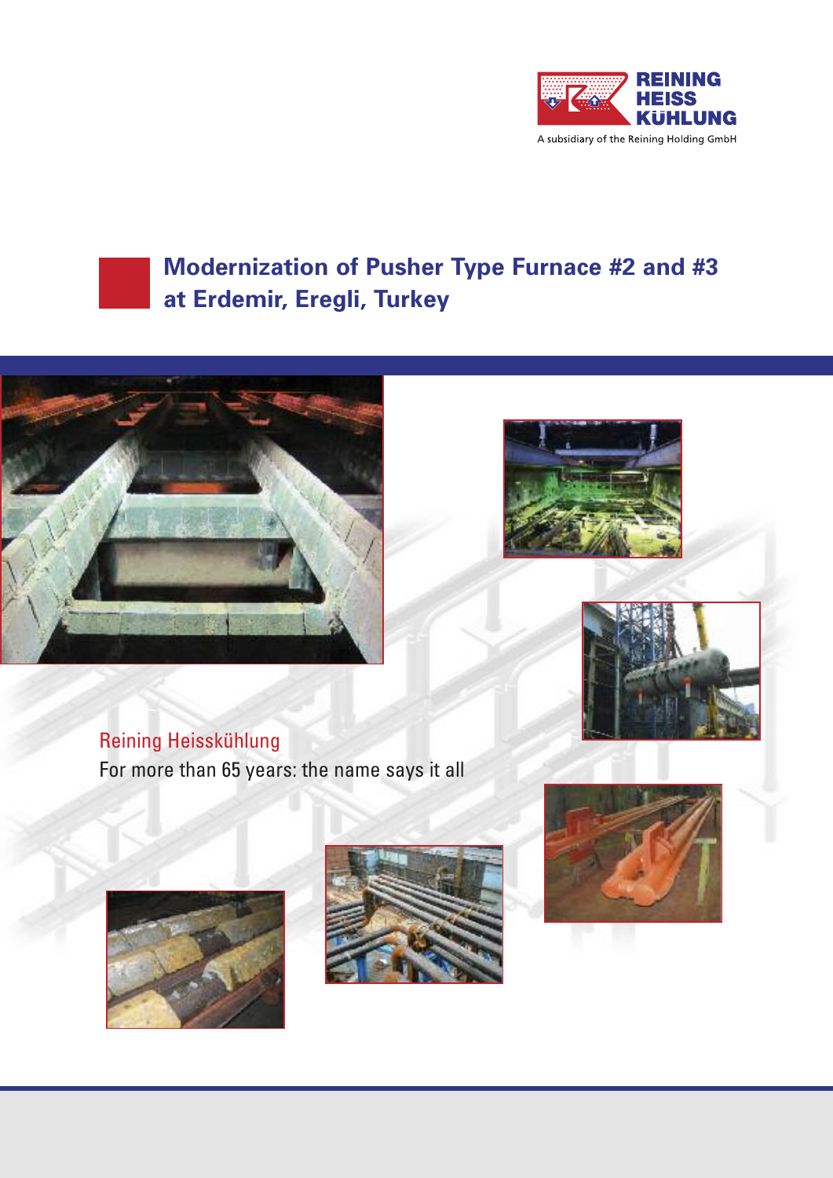REINING
HEISS
KÜHLUNG

A subsidiary of the Reining Holding GmbH

# Modernization of Pusher Type Furnace #2 and #3 at Erdemir, Eregli, Turkey

Reining Heisskühlung

For more than 65 years: the name says it all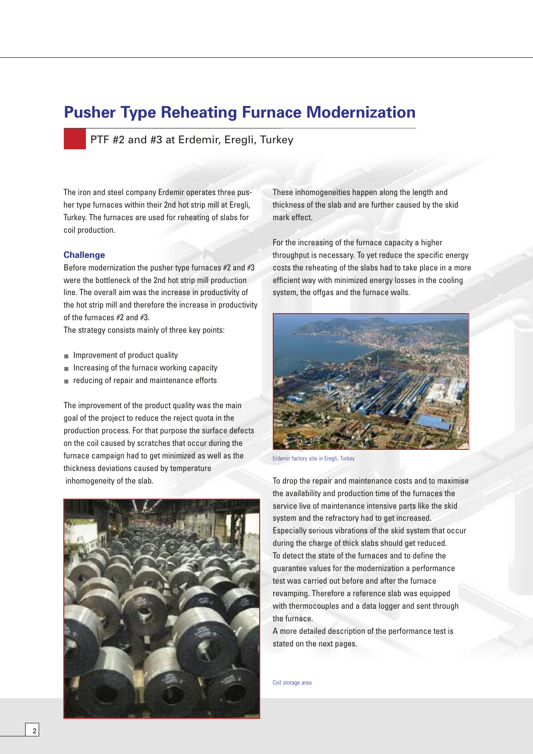# Pusher Type Reheating Furnace Modernization

## PTF #2 and #3 at Erdemir, Eregli, Turkey

The iron and steel company Erdemir operates three pusher type furnaces within their 2nd hot strip mill at Eregli, Turkey. The furnaces are used for reheating of slabs for coil production.

### Challenge

Before modernization the pusher type furnaces #2 and #3 were the bottleneck of the 2nd hot strip mill production line. The overall aim was the increase in productivity of the hot strip mill and therefore the increase in productivity of the furnaces #2 and #3.

The strategy consists mainly of three key points:

- Improvement of product quality
- Increasing of the furnace working capacity
- reducing of repair and maintenance efforts

The improvement of the product quality was the main goal of the project to reduce the reject quota in the production process. For that purpose the surface defects on the coil caused by scratches that occur during the furnace campaign had to get minimized as well as the thickness deviations caused by temperature inhomogeneity of the slab.

These inhomogeneities happen along the length and thickness of the slab and are further caused by the skid mark effect.

For the increasing of the furnace capacity a higher throughput is necessary. To yet reduce the specific energy costs the reheating of the slabs had to take place in a more efficient way with minimized energy losses in the cooling system, the offgas and the furnace walls.

Erdemir factory site in Eregli, Turkey

To drop the repair and maintenance costs and to maximise the availability and production time of the furnaces the service live of maintenance intensive parts like the skid system and the refractory had to get increased.
Especially serious vibrations of the skid system that occur during the charge of thick slabs should get reduced.
To detect the state of the furnaces and to define the guarantee values for the modernization a performance test was carried out before and after the furnace revamping. Therefore a reference slab was equipped with thermocouples and a data logger and sent through the furnace.
A more detailed description of the performance test is stated on the next pages.

Coil storage area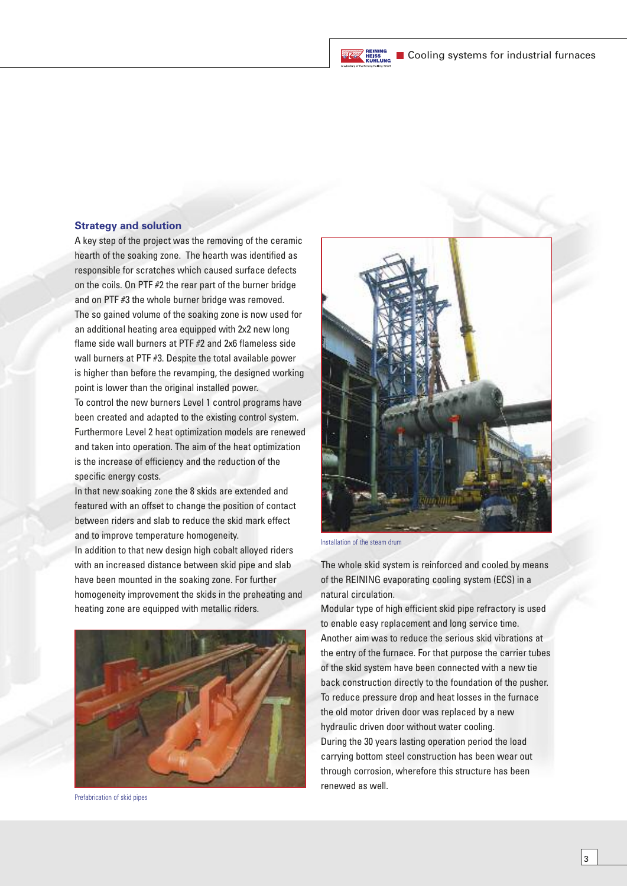### Strategy and solution

A key step of the project was the removing of the ceramic hearth of the soaking zone. The hearth was identified as responsible for scratches which caused surface defects on the coils. On PTF #2 the rear part of the burner bridge and on PTF #3 the whole burner bridge was removed. The so gained volume of the soaking zone is now used for an additional heating area equipped with 2x2 new long flame side wall burners at PTF #2 and 2x6 flameless side wall burners at PTF #3. Despite the total available power is higher than before the revamping, the designed working point is lower than the original installed power.

To control the new burners Level 1 control programs have been created and adapted to the existing control system. Furthermore Level 2 heat optimization models are renewed and taken into operation. The aim of the heat optimization is the increase of efficiency and the reduction of the specific energy costs.

In that new soaking zone the 8 skids are extended and featured with an offset to change the position of contact between riders and slab to reduce the skid mark effect and to improve temperature homogeneity.

In addition to that new design high cobalt alloyed riders with an increased distance between skid pipe and slab have been mounted in the soaking zone. For further homogeneity improvement the skids in the preheating and heating zone are equipped with metallic riders.

Prefabrication of skid pipes

Installation of the steam drum

The whole skid system is reinforced and cooled by means of the REINING evaporating cooling system (ECS) in a natural circulation.

Modular type of high efficient skid pipe refractory is used to enable easy replacement and long service time.

Another aim was to reduce the serious skid vibrations at the entry of the furnace. For that purpose the carrier tubes of the skid system have been connected with a new tie back construction directly to the foundation of the pusher.

To reduce pressure drop and heat losses in the furnace the old motor driven door was replaced by a new hydraulic driven door without water cooling.

During the 30 years lasting operation period the load carrying bottom steel construction has been wear out through corrosion, wherefore this structure has been renewed as well.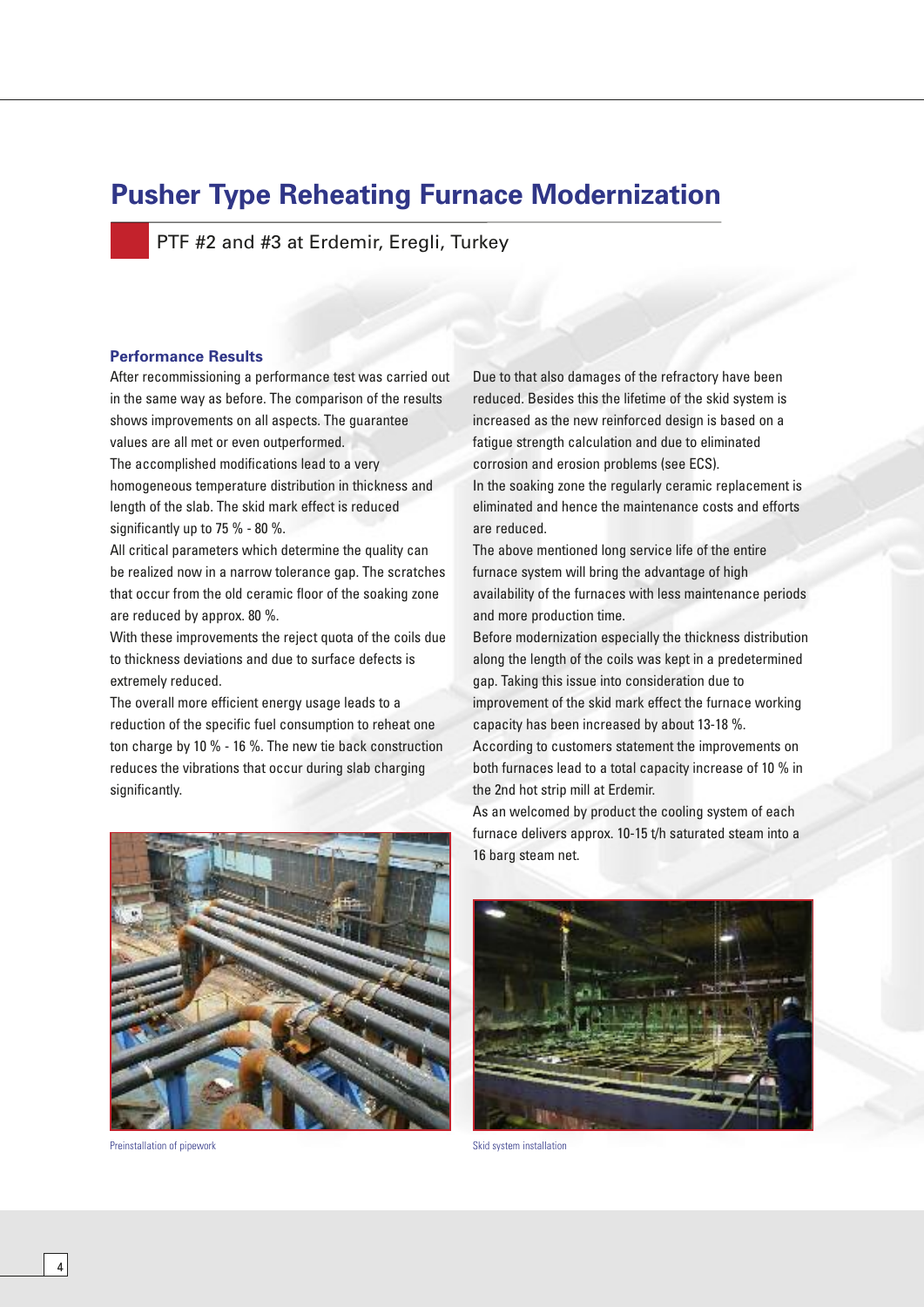# Pusher Type Reheating Furnace Modernization

## PTF #2 and #3 at Erdemir, Eregli, Turkey

### Performance Results

After recommissioning a performance test was carried out in the same way as before. The comparison of the results shows improvements on all aspects. The guarantee values are all met or even outperformed.

The accomplished modifications lead to a very homogeneous temperature distribution in thickness and length of the slab. The skid mark effect is reduced significantly up to 75 % - 80 %.

All critical parameters which determine the quality can be realized now in a narrow tolerance gap. The scratches that occur from the old ceramic floor of the soaking zone are reduced by approx. 80 %.

With these improvements the reject quota of the coils due to thickness deviations and due to surface defects is extremely reduced.

The overall more efficient energy usage leads to a reduction of the specific fuel consumption to reheat one ton charge by 10 % - 16 %. The new tie back construction reduces the vibrations that occur during slab charging significantly.

Due to that also damages of the refractory have been reduced. Besides this the lifetime of the skid system is increased as the new reinforced design is based on a fatigue strength calculation and due to eliminated corrosion and erosion problems (see ECS).

In the soaking zone the regularly ceramic replacement is eliminated and hence the maintenance costs and efforts are reduced.

The above mentioned long service life of the entire furnace system will bring the advantage of high availability of the furnaces with less maintenance periods and more production time.

Before modernization especially the thickness distribution along the length of the coils was kept in a predetermined gap. Taking this issue into consideration due to improvement of the skid mark effect the furnace working capacity has been increased by about 13-18 %.

According to customers statement the improvements on both furnaces lead to a total capacity increase of 10 % in the 2nd hot strip mill at Erdemir.

As an welcomed by product the cooling system of each furnace delivers approx. 10-15 t/h saturated steam into a 16 barg steam net.

Preinstallation of pipework

Skid system installation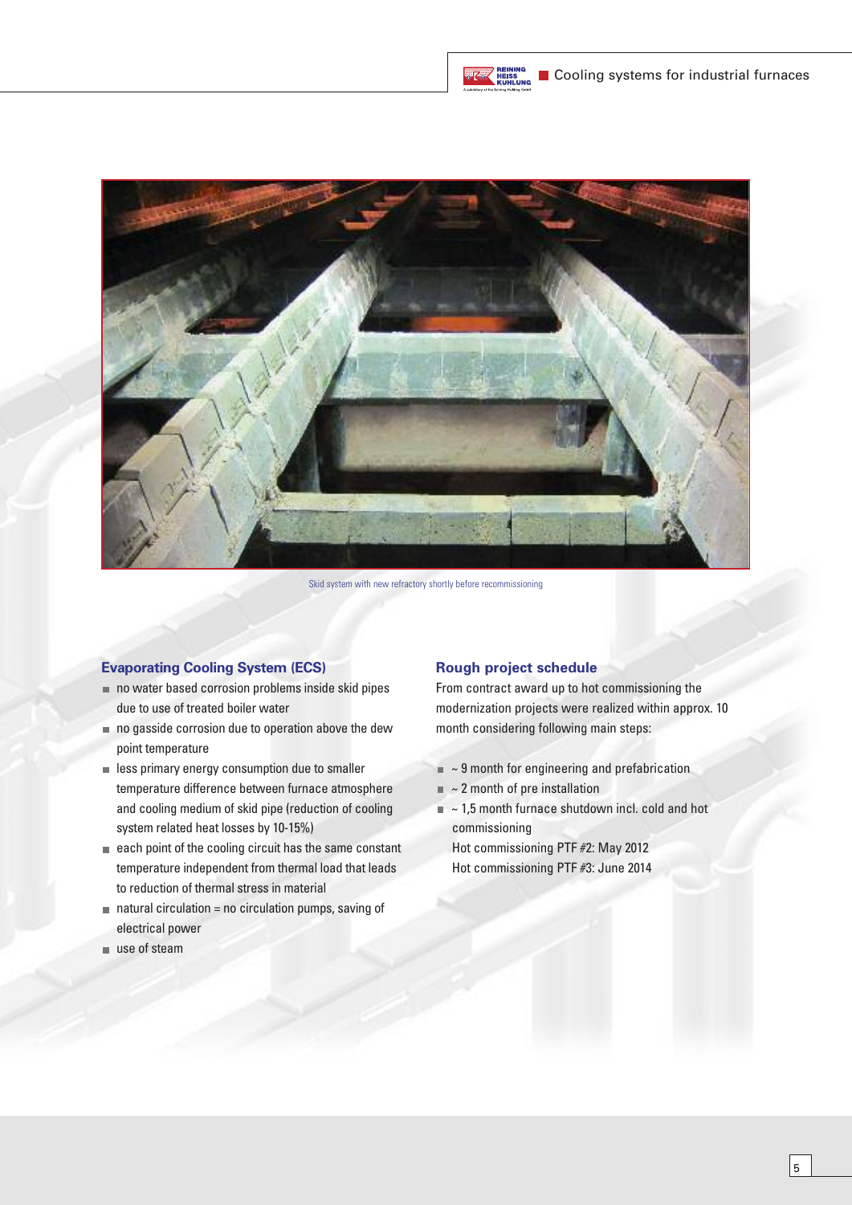Skid system with new refractory shortly before recommissioning

## Evaporating Cooling System (ECS)

- no water based corrosion problems inside skid pipes due to use of treated boiler water
- no gasside corrosion due to operation above the dew point temperature
- less primary energy consumption due to smaller temperature difference between furnace atmosphere and cooling medium of skid pipe (reduction of cooling system related heat losses by 10-15%)
- each point of the cooling circuit has the same constant temperature independent from thermal load that leads to reduction of thermal stress in material
- natural circulation = no circulation pumps, saving of electrical power
- use of steam

## Rough project schedule

From contract award up to hot commissioning the modernization projects were realized within approx. 10 month considering following main steps:

- ~ 9 month for engineering and prefabrication
- ~ 2 month of pre installation
- ~ 1,5 month furnace shutdown incl. cold and hot commissioning

  Hot commissioning PTF #2: May 2012

  Hot commissioning PTF #3: June 2014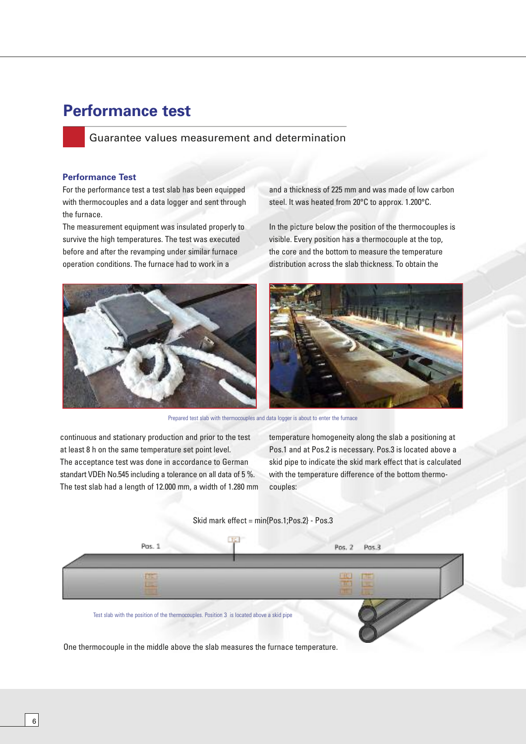# Performance test

## Guarantee values measurement and determination

### Performance Test

For the performance test a test slab has been equipped with thermocouples and a data logger and sent through the furnace.
The measurement equipment was insulated properly to survive the high temperatures. The test was executed before and after the revamping under similar furnace operation conditions. The furnace had to work in a continuous and stationary production and prior to the test at least 8 h on the same temperature set point level.
The acceptance test was done in accordance to German standard VDEh No.545 including a tolerance on all data of 5 %.
The test slab had a length of 12.000 mm, a width of 1.280 mm and a thickness of 225 mm and was made of low carbon steel. It was heated from 20°C to approx. 1.200°C.

In the picture below the position of the thermocouples is visible. Every position has a thermocouple at the top, the core and the bottom to measure the temperature distribution across the slab thickness. To obtain the temperature homogeneity along the slab a positioning at Pos.1 and at Pos.2 is necessary. Pos.3 is located above a skid pipe to indicate the skid mark effect that is calculated with the temperature difference of the bottom thermocouples:

Prepared test slab with thermocouples and data logger is about to enter the furnace

Skid mark effect = min{Pos.1;Pos.2} - Pos.3

Pos. 1

Pos. 2

Pos.3

Test slab with the position of the thermocouples. Position 3 is located above a skid pipe

One thermocouple in the middle above the slab measures the furnace temperature.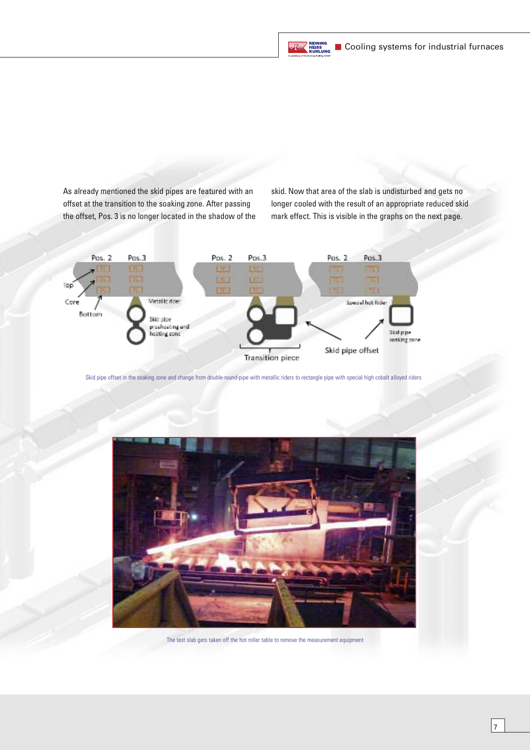As already mentioned the skid pipes are featured with an offset at the transition to the soaking zone. After passing the offset, Pos. 3 is no longer located in the shadow of the skid. Now that area of the slab is undisturbed and gets no longer cooled with the result of an appropriate reduced skid mark effect. This is visible in the graphs on the next page.

Pos. 2 Pos.3

Top

Core

Bottom

Metallic rider

Skid pipe preheating and heating zone

Transition piece

Skid pipe offset

Special hot Rider

Skid pipe soaking zone

Skid pipe offset in the soaking zone and change from double-round-pipe with metallic riders to rectangle pipe with special high cobalt alloyed riders

The test slab gets taken off the hot roller table to remove the measurement equipment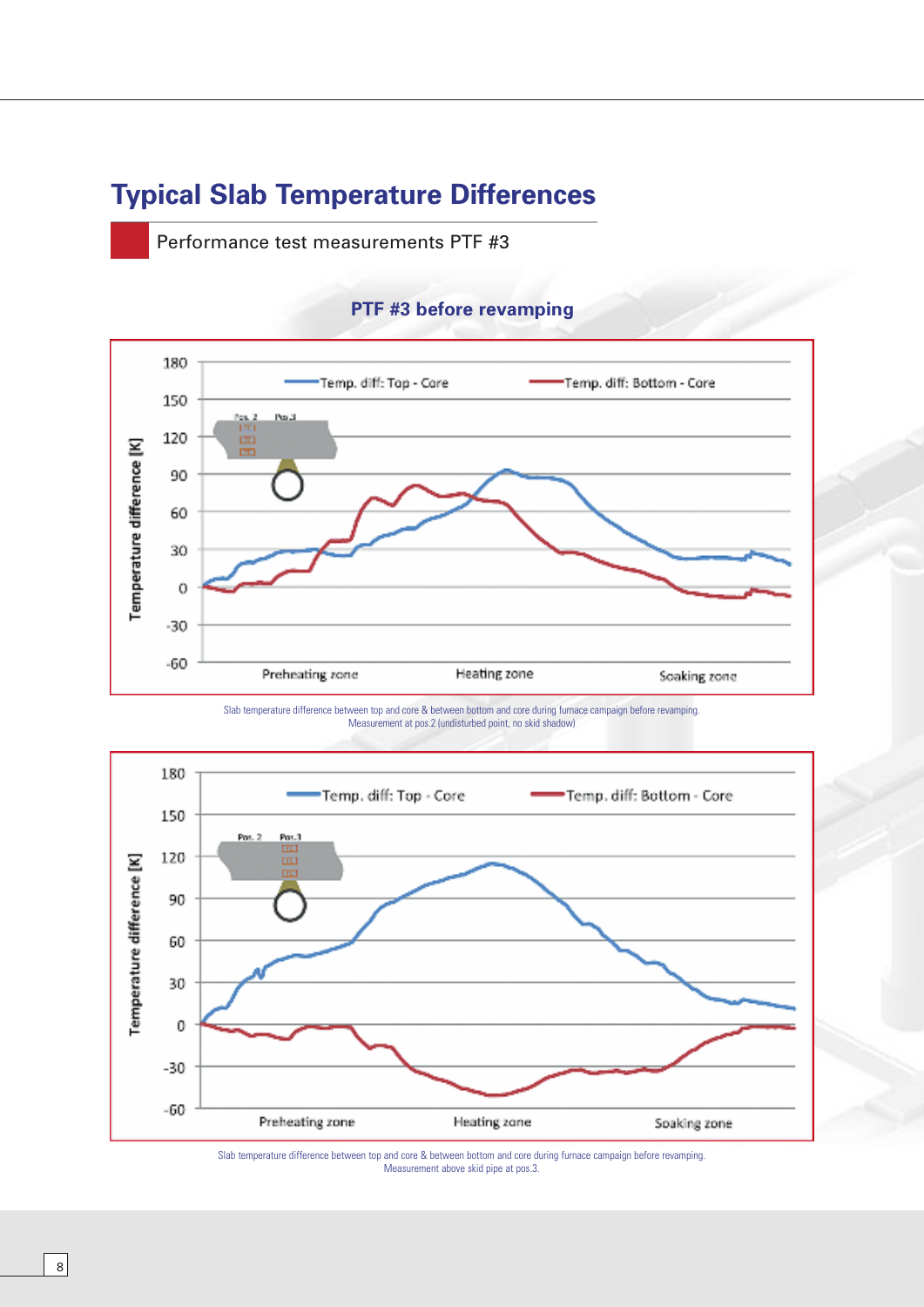# Typical Slab Temperature Differences

## Performance test measurements PTF #3

### PTF #3 before revamping

Temperature difference [K]

180
150
120
90
60
30
0
-30
-60

Temp. diff: Top - Core
Temp. diff: Bottom - Core

Pos. 2
Pos. 3

Preheating zone
Heating zone
Soaking zone

Slab temperature difference between top and core & between bottom and core during furnace campaign before revamping.
Measurement at pos.2 (undisturbed point, no skid shadow)

Temperature difference [K]

180
150
120
90
60
30
0
-30
-60

Temp. diff: Top - Core
Temp. diff: Bottom - Core

Pos. 2
Pos. 3

Preheating zone
Heating zone
Soaking zone

Slab temperature difference between top and core & between bottom and core during furnace campaign before revamping.
Measurement above skid pipe at pos.3.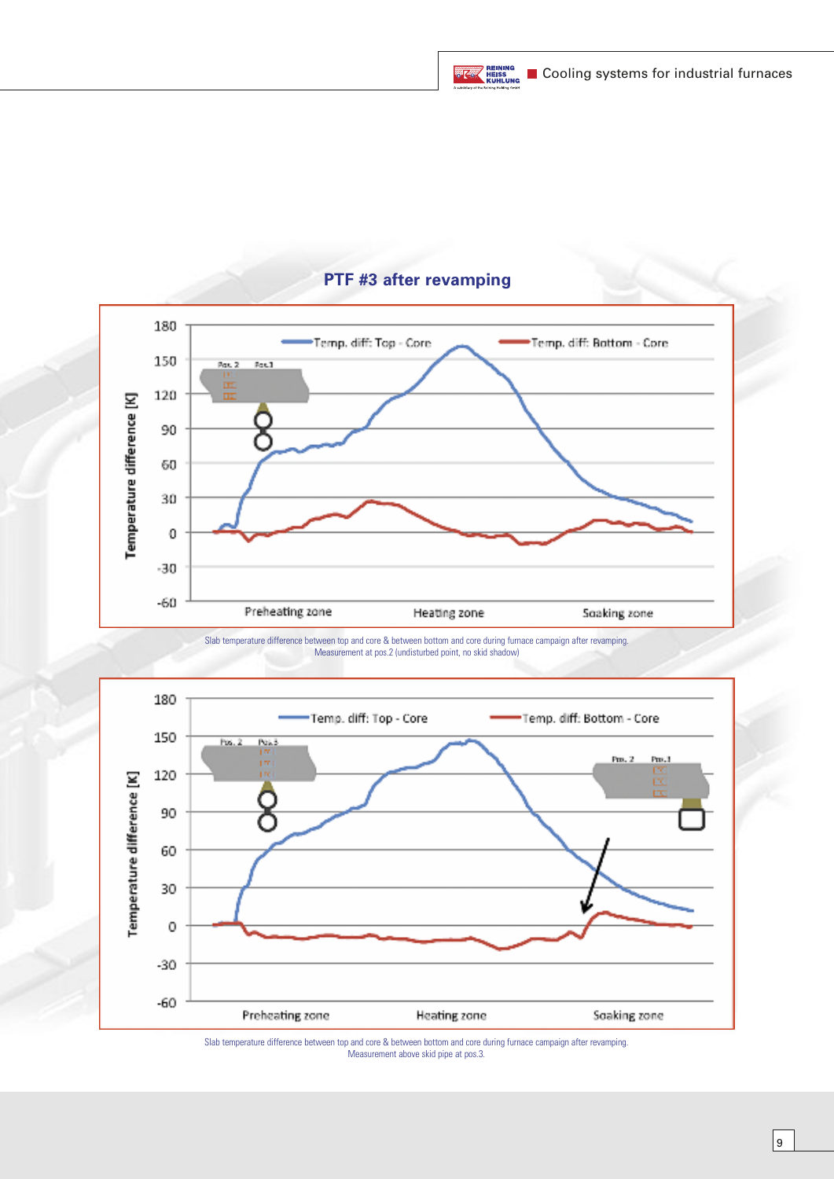## PTF #3 after revamping

Slab temperature difference between top and core & between bottom and core during furnace campaign after revamping.
Measurement at pos.2 (undisturbed point, no skid shadow)

Slab temperature difference between top and core & between bottom and core during furnace campaign after revamping.
Measurement above skid pipe at pos.3.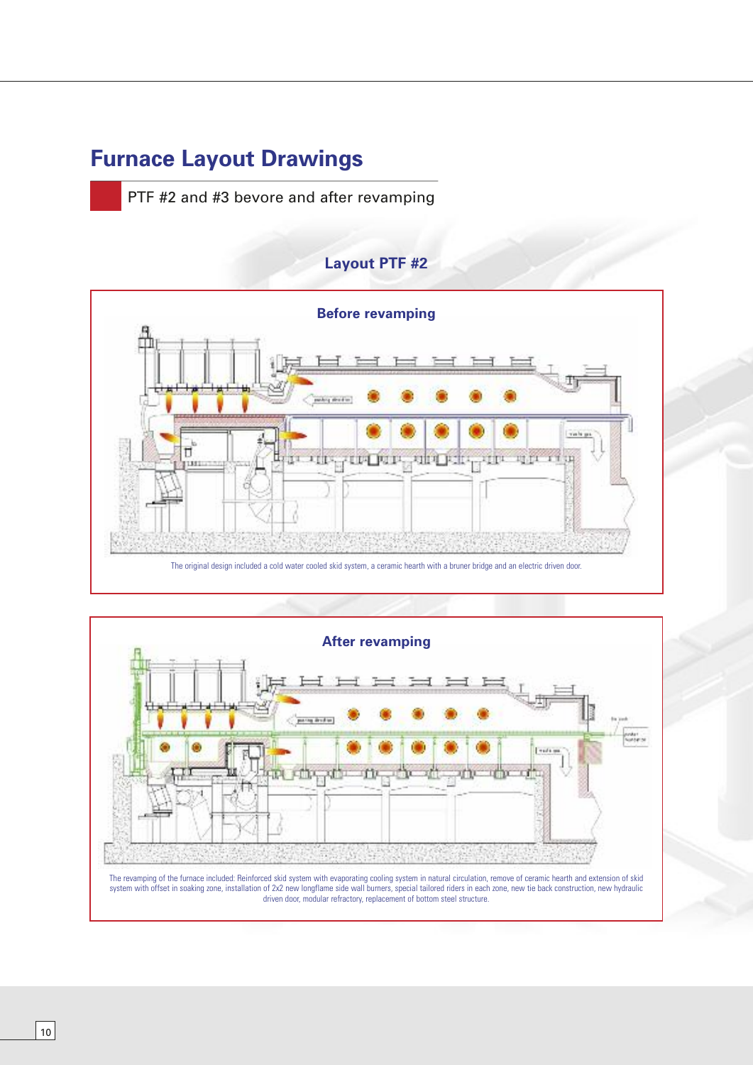# Furnace Layout Drawings

PTF #2 and #3 bevore and after revamping

## Layout PTF #2

### Before revamping

The original design included a cold water cooled skid system, a ceramic hearth with a bruner bridge and an electric driven door.

### After revamping

The revamping of the furnace included: Reinforced skid system with evaporating cooling system in natural circulation, remove of ceramic hearth and extension of skid system with offset in soaking zone, installation of 2x2 new longflame side wall burners, special tailored riders in each zone, new tie back construction, new hydraulic driven door, modular refractory, replacement of bottom steel structure.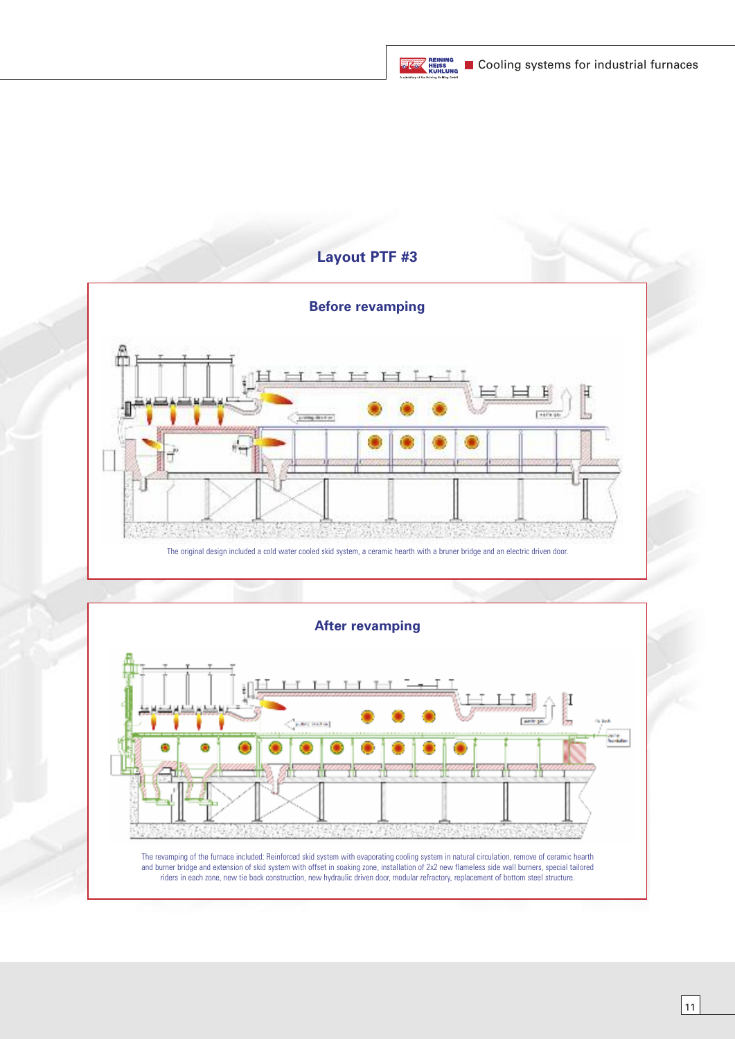## Layout PTF #3

### Before revamping

The original design included a cold water cooled skid system, a ceramic hearth with a bruner bridge and an electric driven door.

### After revamping

The revamping of the furnace included: Reinforced skid system with evaporating cooling system in natural circulation, remove of ceramic hearth and burner bridge and extension of skid system with offset in soaking zone, installation of 2x2 new flameless side wall burners, special tailored riders in each zone, new tie back construction, new hydraulic driven door, modular refractory, replacement of bottom steel structure.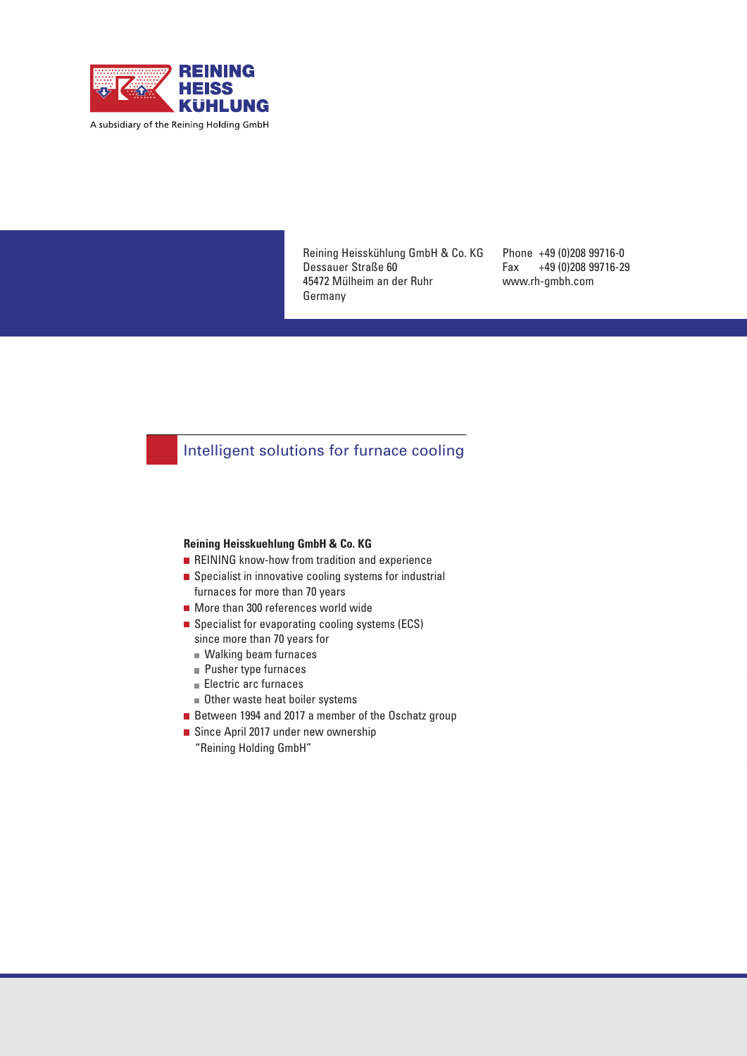REINING HEISS KÜHLUNG

A subsidiary of the Reining Holding GmbH

Reining Heisskühlung GmbH & Co. KG
Dessauer Straße 60
45472 Mülheim an der Ruhr
Germany

Phone +49 (0)208 99716-0
Fax +49 (0)208 99716-29
www.rh-gmbh.com

## Intelligent solutions for furnace cooling

**Reining Heisskuehlung GmbH & Co. KG**

- REINING know-how from tradition and experience
- Specialist in innovative cooling systems for industrial furnaces for more than 70 years
- More than 300 references world wide
- Specialist for evaporating cooling systems (ECS) since more than 70 years for
  - Walking beam furnaces
  - Pusher type furnaces
  - Electric arc furnaces
  - Other waste heat boiler systems
- Between 1994 and 2017 a member of the Oschatz group
- Since April 2017 under new ownership "Reining Holding GmbH"